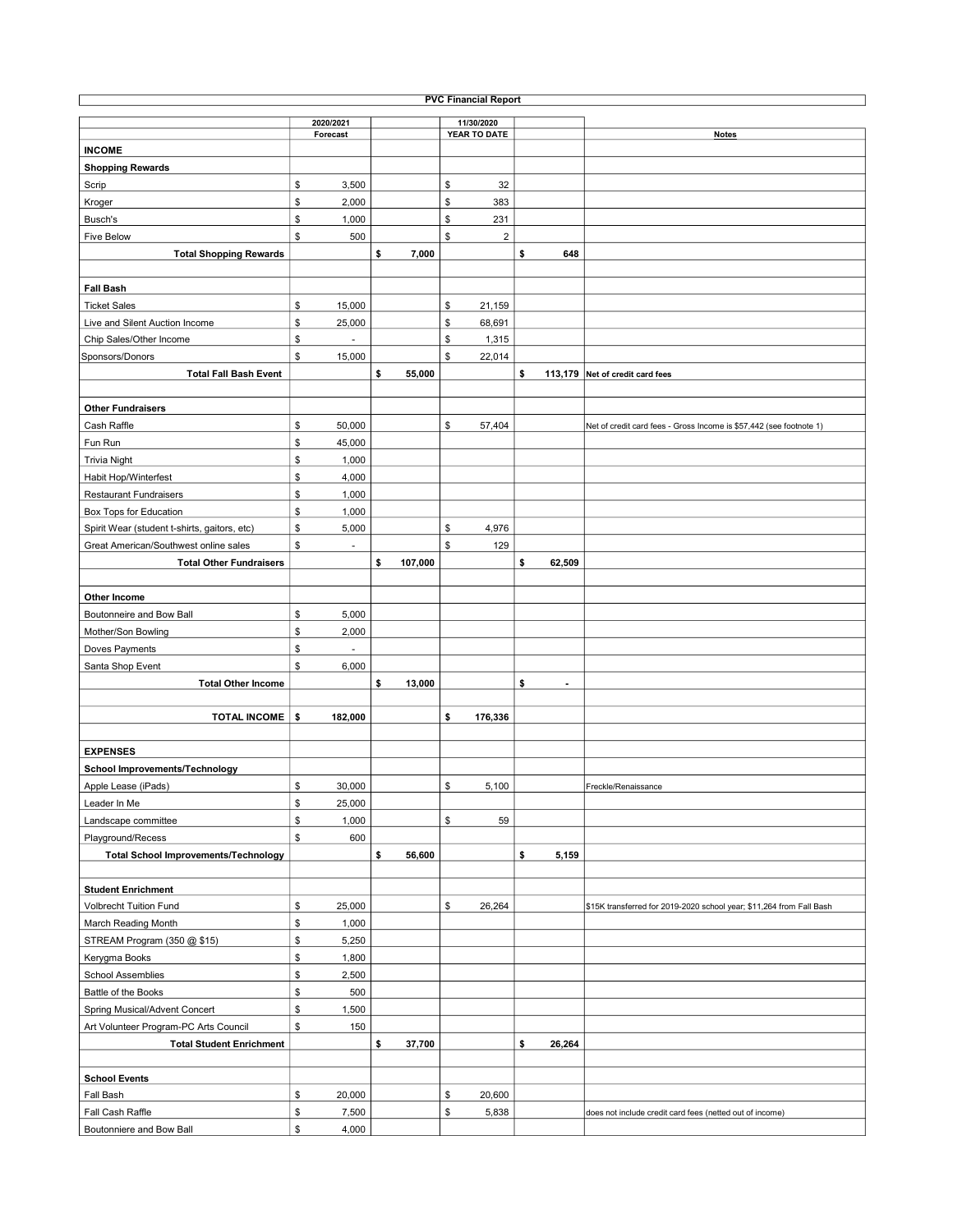**PVC Financial Report**

| | 2020/2021 Forecast | | 11/30/2020 YEAR TO DATE | | Notes |
|---|---|---|---|---|---|
| **INCOME** | | | | | |
| **Shopping Rewards** | | | | | |
| Scrip | $ 3,500 | | $ 32 | | |
| Kroger | $ 2,000 | | $ 383 | | |
| Busch's | $ 1,000 | | $ 231 | | |
| Five Below | $ 500 | | $ 2 | | |
| **Total Shopping Rewards** | | **$ 7,000** | | **$ 648** | |
| | | | | | |
| **Fall Bash** | | | | | |
| Ticket Sales | $ 15,000 | | $ 21,159 | | |
| Live and Silent Auction Income | $ 25,000 | | $ 68,691 | | |
| Chip Sales/Other Income | $ - | | $ 1,315 | | |
| Sponsors/Donors | $ 15,000 | | $ 22,014 | | |
| **Total Fall Bash Event** | | **$ 55,000** | | **$ 113,179** | **Net of credit card fees** |
| | | | | | |
| **Other Fundraisers** | | | | | |
| Cash Raffle | $ 50,000 | | $ 57,404 | | Net of credit card fees - Gross Income is $57,442 (see footnote 1) |
| Fun Run | $ 45,000 | | | | |
| Trivia Night | $ 1,000 | | | | |
| Habit Hop/Winterfest | $ 4,000 | | | | |
| Restaurant Fundraisers | $ 1,000 | | | | |
| Box Tops for Education | $ 1,000 | | | | |
| Spirit Wear (student t-shirts, gaitors, etc) | $ 5,000 | | $ 4,976 | | |
| Great American/Southwest online sales | $ - | | $ 129 | | |
| **Total Other Fundraisers** | | **$ 107,000** | | **$ 62,509** | |
| | | | | | |
| **Other Income** | | | | | |
| Boutonneire and Bow Ball | $ 5,000 | | | | |
| Mother/Son Bowling | $ 2,000 | | | | |
| Doves Payments | $ - | | | | |
| Santa Shop Event | $ 6,000 | | | | |
| **Total Other Income** | | **$ 13,000** | | **$ -** | |
| | | | | | |
| **TOTAL INCOME** | **$ 182,000** | | **$ 176,336** | | |
| | | | | | |
| **EXPENSES** | | | | | |
| **School Improvements/Technology** | | | | | |
| Apple Lease (iPads) | $ 30,000 | | $ 5,100 | | Freckle/Renaissance |
| Leader In Me | $ 25,000 | | | | |
| Landscape committee | $ 1,000 | | $ 59 | | |
| Playground/Recess | $ 600 | | | | |
| **Total School Improvements/Technology** | | **$ 56,600** | | **$ 5,159** | |
| | | | | | |
| **Student Enrichment** | | | | | |
| Volbrecht Tuition Fund | $ 25,000 | | $ 26,264 | | $15K transferred for 2019-2020 school year; $11,264 from Fall Bash |
| March Reading Month | $ 1,000 | | | | |
| STREAM Program (350 @ $15) | $ 5,250 | | | | |
| Kerygma Books | $ 1,800 | | | | |
| School Assemblies | $ 2,500 | | | | |
| Battle of the Books | $ 500 | | | | |
| Spring Musical/Advent Concert | $ 1,500 | | | | |
| Art Volunteer Program-PC Arts Council | $ 150 | | | | |
| **Total Student Enrichment** | | **$ 37,700** | | **$ 26,264** | |
| | | | | | |
| **School Events** | | | | | |
| Fall Bash | $ 20,000 | | $ 20,600 | | |
| Fall Cash Raffle | $ 7,500 | | $ 5,838 | | does not include credit card fees (netted out of income) |
| Boutonniere and Bow Ball | $ 4,000 | | | | |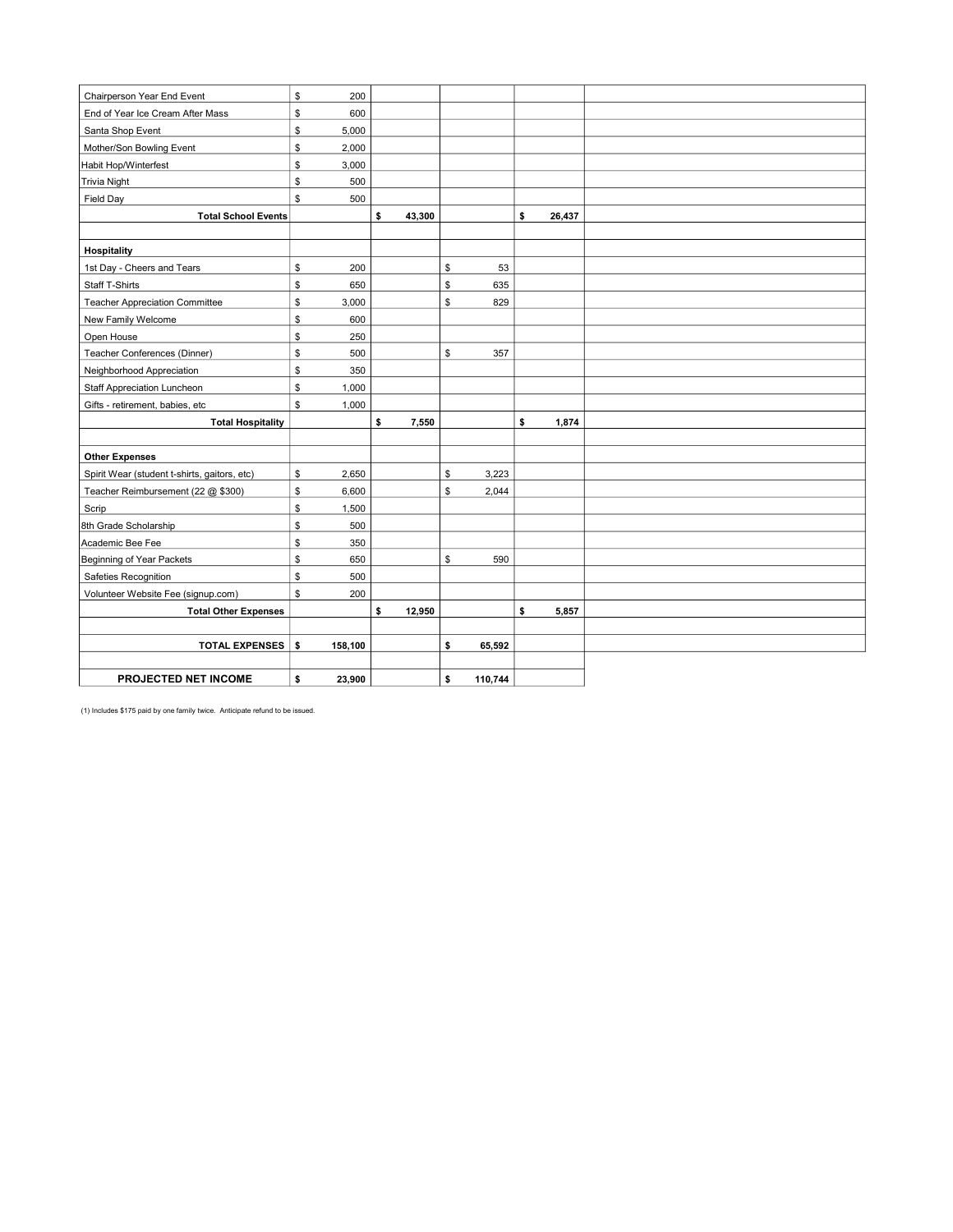| | | | | | |
|---|---|---|---|---|---|
| Chairperson Year End Event | $ 200 | | | | |
| End of Year Ice Cream After Mass | $ 600 | | | | |
| Santa Shop Event | $ 5,000 | | | | |
| Mother/Son Bowling Event | $ 2,000 | | | | |
| Habit Hop/Winterfest | $ 3,000 | | | | |
| Trivia Night | $ 500 | | | | |
| Field Day | $ 500 | | | | |
| **Total School Events** | | **$ 43,300** | | **$ 26,437** | |
| | | | | | |
| **Hospitality** | | | | | |
| 1st Day - Cheers and Tears | $ 200 | | $ 53 | | |
| Staff T-Shirts | $ 650 | | $ 635 | | |
| Teacher Appreciation Committee | $ 3,000 | | $ 829 | | |
| New Family Welcome | $ 600 | | | | |
| Open House | $ 250 | | | | |
| Teacher Conferences (Dinner) | $ 500 | | $ 357 | | |
| Neighborhood Appreciation | $ 350 | | | | |
| Staff Appreciation Luncheon | $ 1,000 | | | | |
| Gifts - retirement, babies, etc | $ 1,000 | | | | |
| **Total Hospitality** | | **$ 7,550** | | **$ 1,874** | |
| | | | | | |
| **Other Expenses** | | | | | |
| Spirit Wear (student t-shirts, gaitors, etc) | $ 2,650 | | $ 3,223 | | |
| Teacher Reimbursement (22 @ $300) | $ 6,600 | | $ 2,044 | | |
| Scrip | $ 1,500 | | | | |
| 8th Grade Scholarship | $ 500 | | | | |
| Academic Bee Fee | $ 350 | | | | |
| Beginning of Year Packets | $ 650 | | $ 590 | | |
| Safeties Recognition | $ 500 | | | | |
| Volunteer Website Fee (signup.com) | $ 200 | | | | |
| **Total Other Expenses** | | **$ 12,950** | | **$ 5,857** | |
| | | | | | |
| **TOTAL EXPENSES** | **$ 158,100** | | **$ 65,592** | | |
| | | | | | |
| **PROJECTED NET INCOME** | **$ 23,900** | | **$ 110,744** | | |

(1) Includes $175 paid by one family twice. Anticipate refund to be issued.